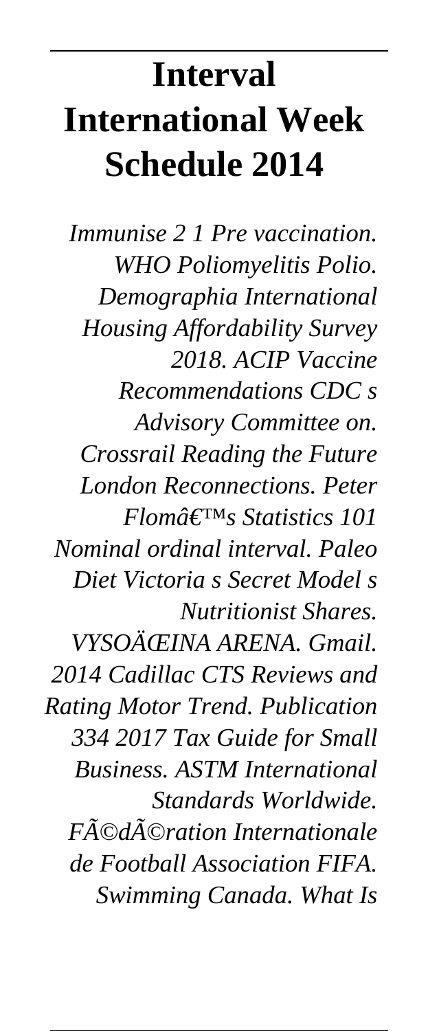# Interval International Week Schedule 2014

*Immunise 2 1 Pre vaccination. WHO Poliomyelitis Polio. Demographia International Housing Affordability Survey 2018. ACIP Vaccine Recommendations CDC s Advisory Committee on. Crossrail Reading the Future London Reconnections. Peter Flomâ€™s Statistics 101 Nominal ordinal interval. Paleo Diet Victoria s Secret Model s Nutritionist Shares. VYSOÄŒINA ARENA. Gmail. 2014 Cadillac CTS Reviews and Rating Motor Trend. Publication 334 2017 Tax Guide for Small Business. ASTM International Standards Worldwide. FÃ©dÃ©ration Internationale de Football Association FIFA. Swimming Canada. What Is*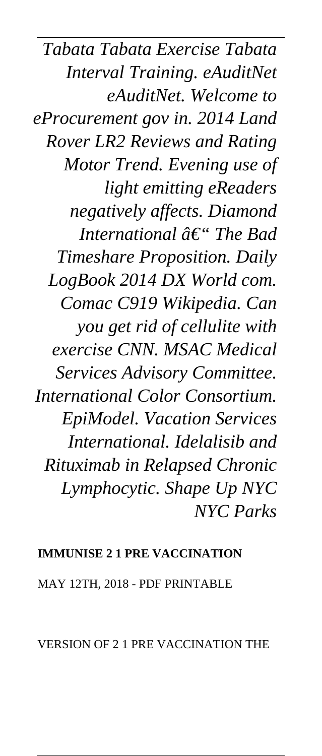*Tabata Tabata Exercise Tabata Interval Training. eAuditNet eAuditNet. Welcome to eProcurement gov in. 2014 Land Rover LR2 Reviews and Rating Motor Trend. Evening use of light emitting eReaders negatively affects. Diamond International â€“ The Bad Timeshare Proposition. Daily LogBook 2014 DX World com. Comac C919 Wikipedia. Can you get rid of cellulite with exercise CNN. MSAC Medical Services Advisory Committee. International Color Consortium. EpiModel. Vacation Services International. Idelalisib and Rituximab in Relapsed Chronic Lymphocytic. Shape Up NYC NYC Parks*

**IMMUNISE 2 1 PRE VACCINATION**

MAY 12TH, 2018 - PDF PRINTABLE VERSION OF 2 1 PRE VACCINATION THE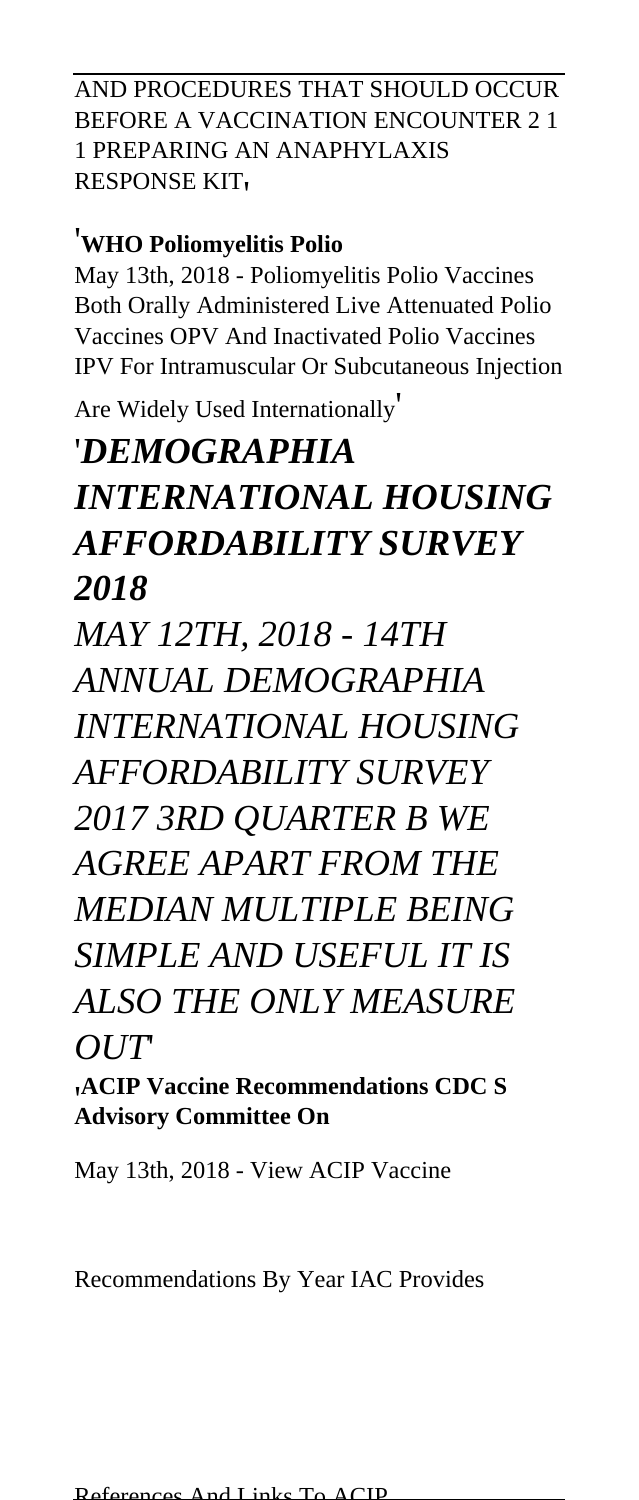AND PROCEDURES THAT SHOULD OCCUR BEFORE A VACCINATION ENCOUNTER 2 1 1 PREPARING AN ANAPHYLAXIS RESPONSE KIT'

'**WHO Poliomyelitis Polio**

May 13th, 2018 - Poliomyelitis Polio Vaccines Both Orally Administered Live Attenuated Polio Vaccines OPV And Inactivated Polio Vaccines IPV For Intramuscular Or Subcutaneous Injection Are Widely Used Internationally'

## '*DEMOGRAPHIA INTERNATIONAL HOUSING AFFORDABILITY SURVEY 2018*

*MAY 12TH, 2018 - 14TH ANNUAL DEMOGRAPHIA INTERNATIONAL HOUSING AFFORDABILITY SURVEY 2017 3RD QUARTER B WE AGREE APART FROM THE MEDIAN MULTIPLE BEING SIMPLE AND USEFUL IT IS ALSO THE ONLY MEASURE OUT*'

'**ACIP Vaccine Recommendations CDC S Advisory Committee On**

May 13th, 2018 - View ACIP Vaccine Recommendations By Year IAC Provides References And Links To ACIP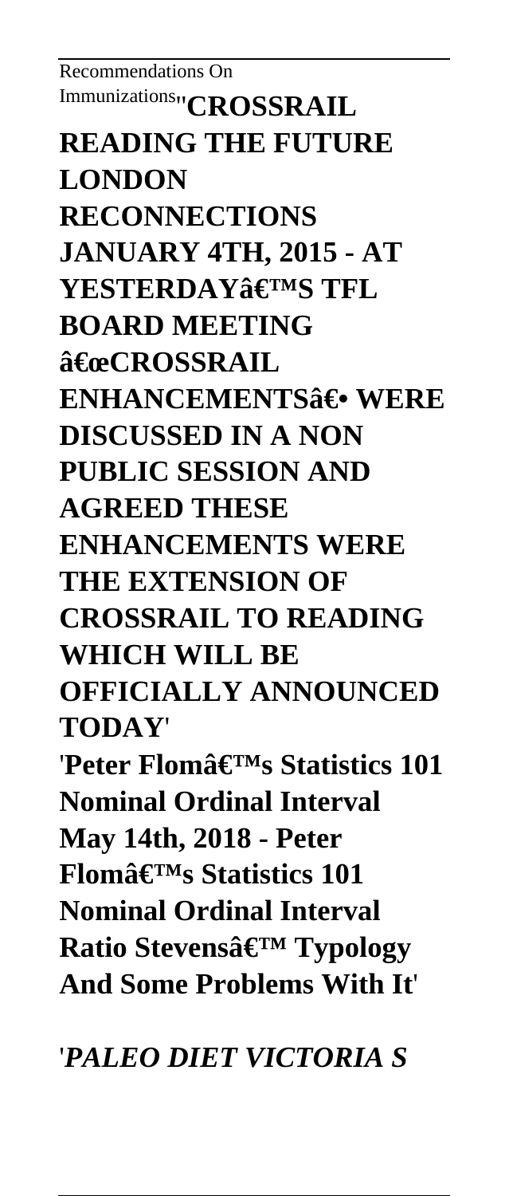Recommendations On Immunizations''**CROSSRAIL READING THE FUTURE LONDON RECONNECTIONS JANUARY 4TH, 2015 - AT YESTERDAYâ€™S TFL BOARD MEETING â€œCROSSRAIL ENHANCEMENTSâ€• WERE DISCUSSED IN A NON PUBLIC SESSION AND AGREED THESE ENHANCEMENTS WERE THE EXTENSION OF CROSSRAIL TO READING WHICH WILL BE OFFICIALLY ANNOUNCED TODAY**'

'**Peter Flomâ€™s Statistics 101 Nominal Ordinal Interval May 14th, 2018 - Peter Flomâ€™s Statistics 101 Nominal Ordinal Interval Ratio Stevensâ€™ Typology And Some Problems With It**'

'*PALEO DIET VICTORIA S*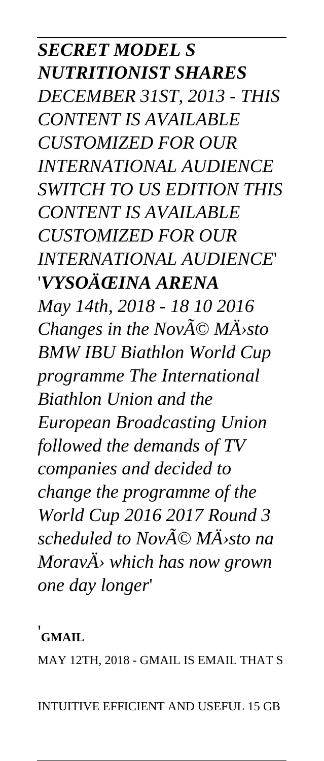*SECRET MODEL S NUTRITIONIST SHARES*

*DECEMBER 31ST, 2013 - THIS CONTENT IS AVAILABLE CUSTOMIZED FOR OUR INTERNATIONAL AUDIENCE SWITCH TO US EDITION THIS CONTENT IS AVAILABLE CUSTOMIZED FOR OUR INTERNATIONAL AUDIENCE*'

'***VYSOÄŒINA ARENA***

*May 14th, 2018 - 18 10 2016 Changes in the NovÃ© MÄ›sto BMW IBU Biathlon World Cup programme The International Biathlon Union and the European Broadcasting Union followed the demands of TV companies and decided to change the programme of the World Cup 2016 2017 Round 3 scheduled to NovÃ© MÄ›sto na MoravÄ› which has now grown one day longer*'

'**GMAIL**

MAY 12TH, 2018 - GMAIL IS EMAIL THAT S INTUITIVE EFFICIENT AND USEFUL 15 GB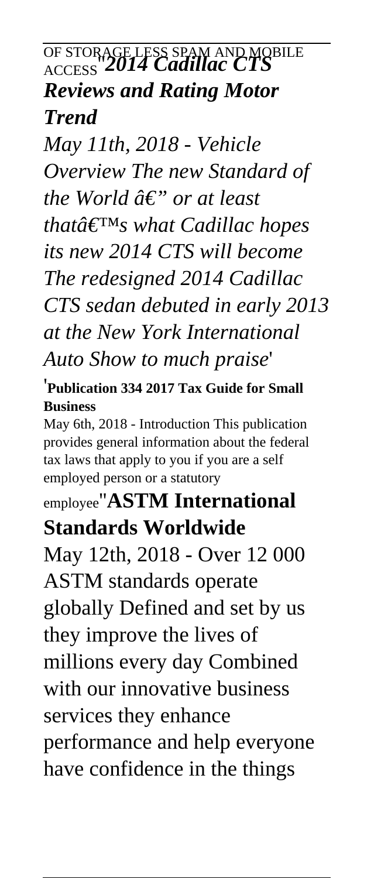OF STORAGE LESS SPAM AND MOBILE ACCESS''***2014 Cadillac CTS Reviews and Rating Motor Trend***

*May 11th, 2018 - Vehicle Overview The new Standard of the World â€" or at least thatâ€™s what Cadillac hopes its new 2014 CTS will become The redesigned 2014 Cadillac CTS sedan debuted in early 2013 at the New York International Auto Show to much praise*'

'**Publication 334 2017 Tax Guide for Small Business**

May 6th, 2018 - Introduction This publication provides general information about the federal tax laws that apply to you if you are a self employed person or a statutory employee''**ASTM International Standards Worldwide**

May 12th, 2018 - Over 12 000 ASTM standards operate globally Defined and set by us they improve the lives of millions every day Combined with our innovative business services they enhance performance and help everyone have confidence in the things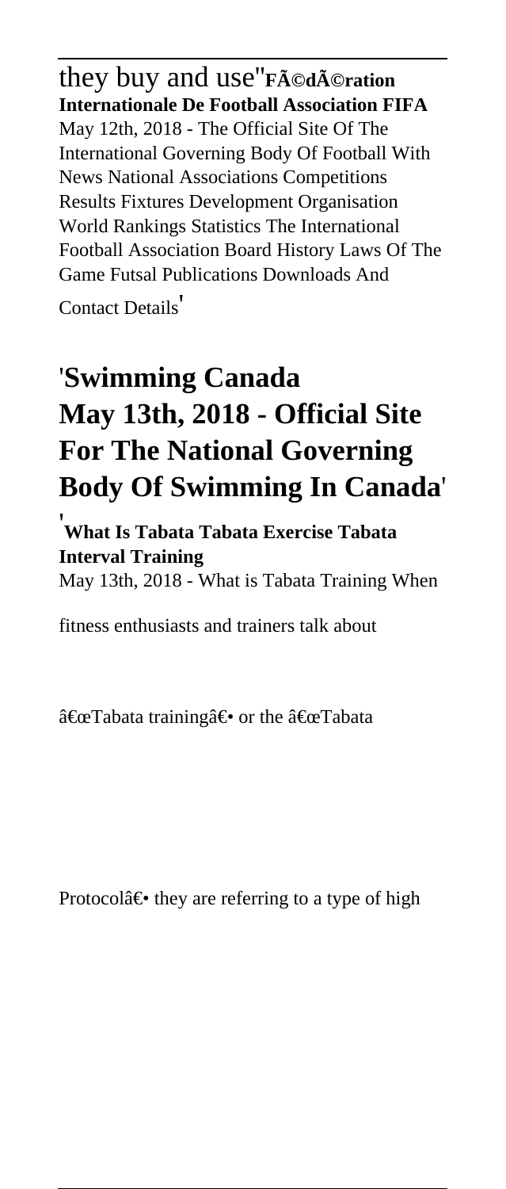they buy and use''**FÃ©dÃ©ration Internationale De Football Association FIFA**
May 12th, 2018 - The Official Site Of The International Governing Body Of Football With News National Associations Competitions Results Fixtures Development Organisation World Rankings Statistics The International Football Association Board History Laws Of The Game Futsal Publications Downloads And Contact Details'

## 'Swimming Canada May 13th, 2018 - Official Site For The National Governing Body Of Swimming In Canada'

'**What Is Tabata Tabata Exercise Tabata Interval Training**
May 13th, 2018 - What is Tabata Training When fitness enthusiasts and trainers talk about â€œTabata trainingâ€• or the â€œTabata Protocolâ€• they are referring to a type of high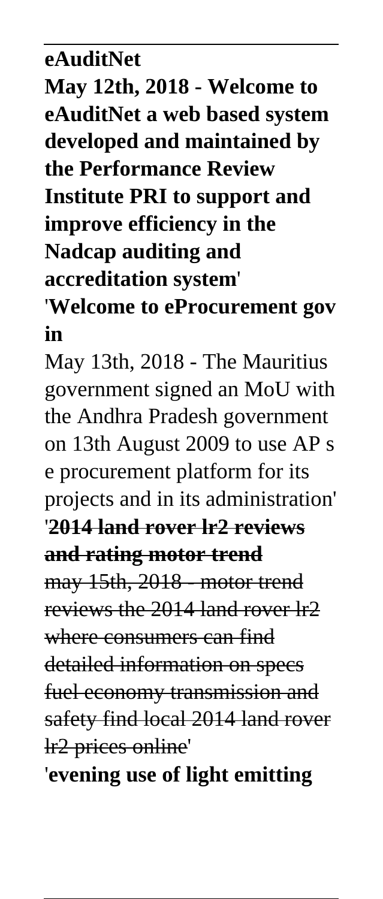**eAuditNet**

**May 12th, 2018 - Welcome to eAuditNet a web based system developed and maintained by the Performance Review Institute PRI to support and improve efficiency in the Nadcap auditing and accreditation system**'

'**Welcome to eProcurement gov in**

May 13th, 2018 - The Mauritius government signed an MoU with the Andhra Pradesh government on 13th August 2009 to use AP s e procurement platform for its projects and in its administration'

'~~**2014 land rover lr2 reviews and rating motor trend**~~

~~may 15th, 2018 - motor trend reviews the 2014 land rover lr2 where consumers can find detailed information on specs fuel economy transmission and safety find local 2014 land rover lr2 prices online~~'

'**evening use of light emitting**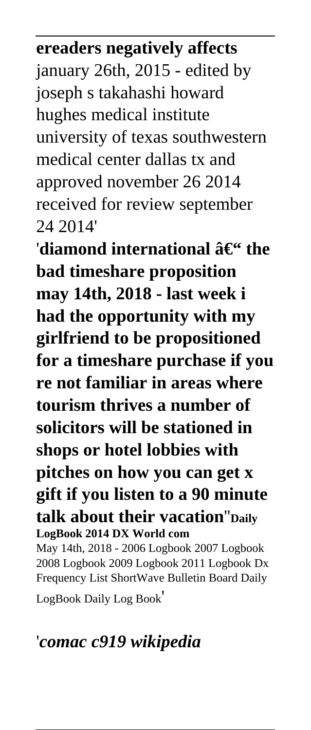**ereaders negatively affects**
january 26th, 2015 - edited by joseph s takahashi howard hughes medical institute university of texas southwestern medical center dallas tx and approved november 26 2014 received for review september 24 2014'

'**diamond international â€" the bad timeshare proposition may 14th, 2018 - last week i had the opportunity with my girlfriend to be propositioned for a timeshare purchase if you re not familiar in areas where tourism thrives a number of solicitors will be stationed in shops or hotel lobbies with pitches on how you can get x gift if you listen to a 90 minute talk about their vacation**''**Daily LogBook 2014 DX World com**
May 14th, 2018 - 2006 Logbook 2007 Logbook 2008 Logbook 2009 Logbook 2011 Logbook Dx Frequency List ShortWave Bulletin Board Daily LogBook Daily Log Book'

'***comac c919 wikipedia***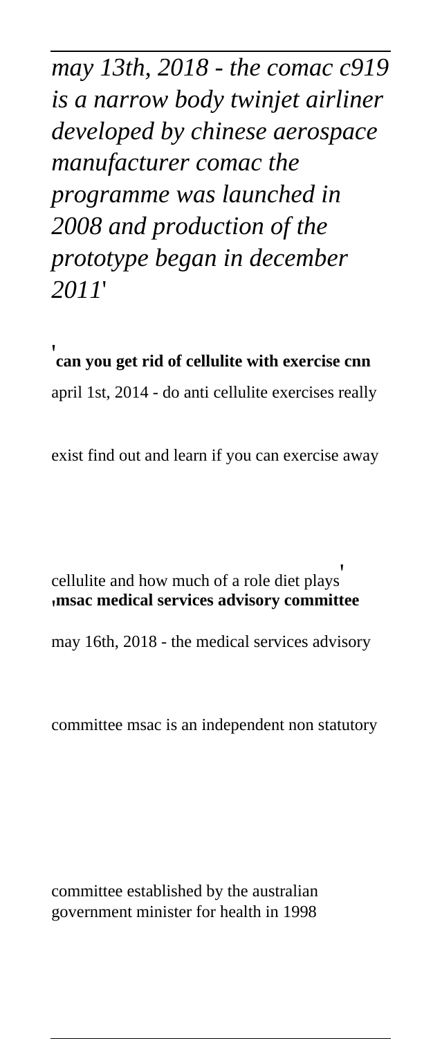*may 13th, 2018 - the comac c919 is a narrow body twinjet airliner developed by chinese aerospace manufacturer comac the programme was launched in 2008 and production of the prototype began in december 2011'*

'**can you get rid of cellulite with exercise cnn**

april 1st, 2014 - do anti cellulite exercises really exist find out and learn if you can exercise away cellulite and how much of a role diet plays'

'**msac medical services advisory committee**

may 16th, 2018 - the medical services advisory committee msac is an independent non statutory committee established by the australian government minister for health in 1998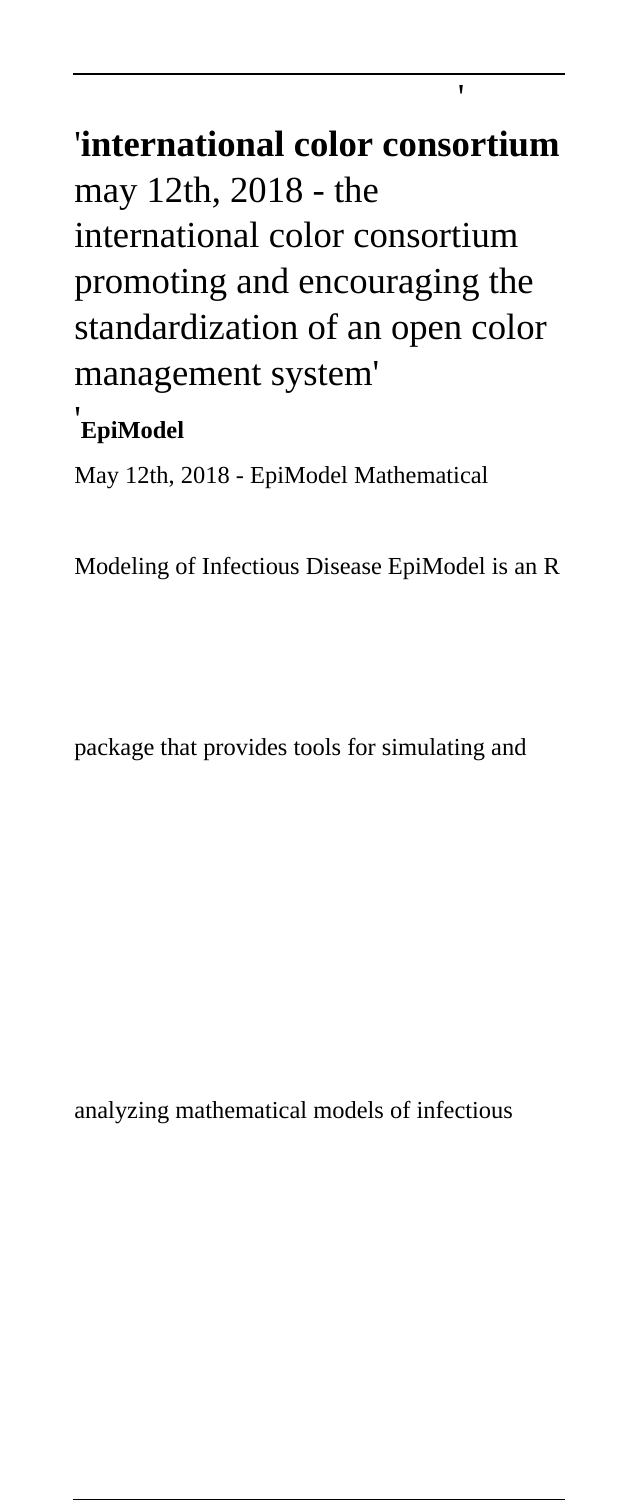'

'**international color consortium** may 12th, 2018 - the international color consortium promoting and encouraging the standardization of an open color management system'

'**EpiModel**

May 12th, 2018 - EpiModel Mathematical Modeling of Infectious Disease EpiModel is an R package that provides tools for simulating and analyzing mathematical models of infectious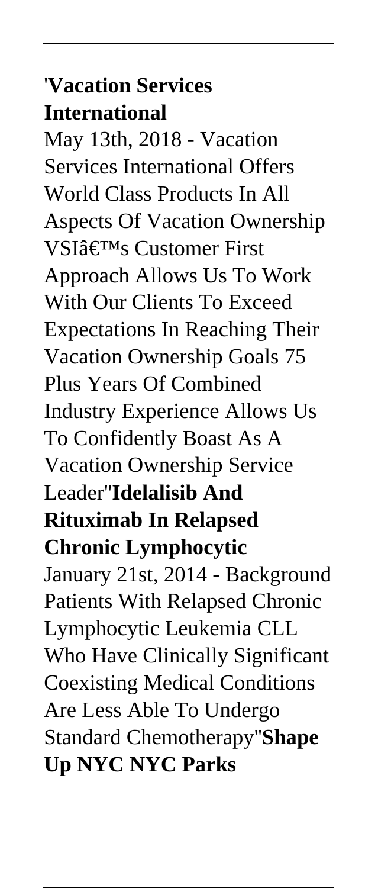'**Vacation Services International**

May 13th, 2018 - Vacation Services International Offers World Class Products In All Aspects Of Vacation Ownership VSIâ€™s Customer First Approach Allows Us To Work With Our Clients To Exceed Expectations In Reaching Their Vacation Ownership Goals 75 Plus Years Of Combined Industry Experience Allows Us To Confidently Boast As A Vacation Ownership Service Leader''**Idelalisib And Rituximab In Relapsed Chronic Lymphocytic**

January 21st, 2014 - Background Patients With Relapsed Chronic Lymphocytic Leukemia CLL Who Have Clinically Significant Coexisting Medical Conditions Are Less Able To Undergo Standard Chemotherapy''**Shape Up NYC NYC Parks**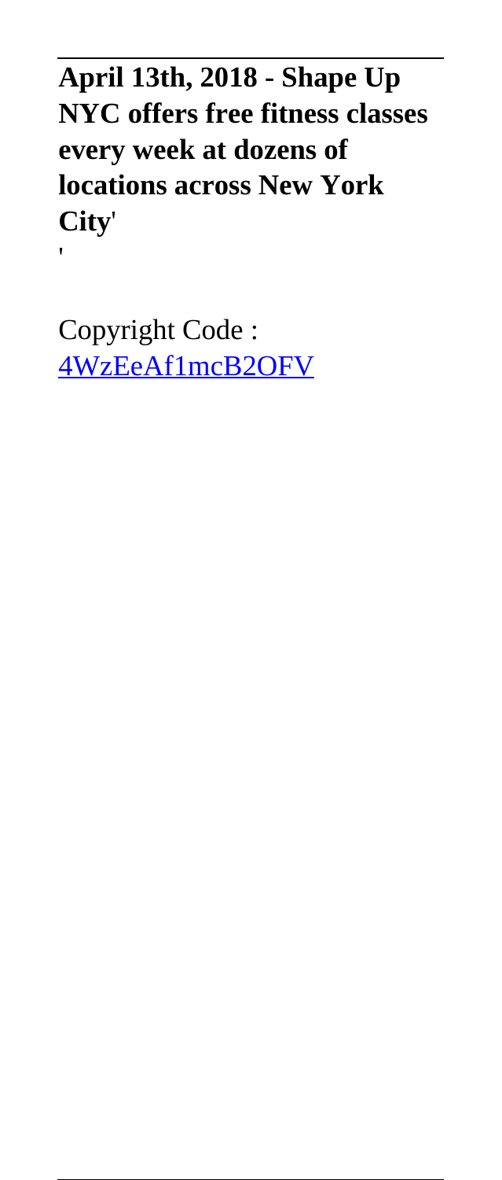**April 13th, 2018 - Shape Up NYC offers free fitness classes every week at dozens of locations across New York City**'

'

Copyright Code : 4WzEeAf1mcB2OFV